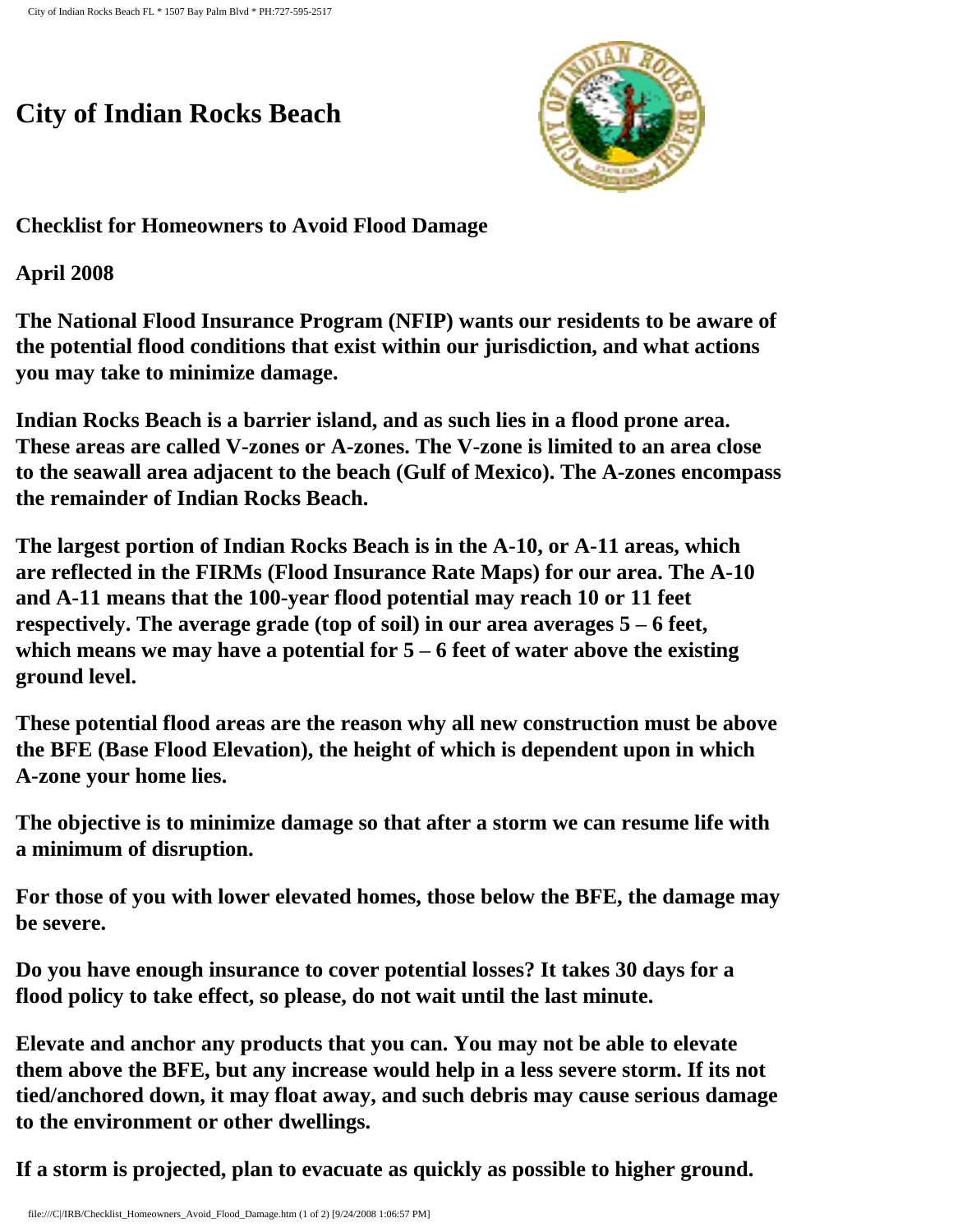# City of Indian Rocks Beach

**Checklist for Homeowners to Avoid Flood Damage**

**April 2008**

**The National Flood Insurance Program (NFIP) wants our residents to be aware of the potential flood conditions that exist within our jurisdiction, and what actions you may take to minimize damage.**

**Indian Rocks Beach is a barrier island, and as such lies in a flood prone area. These areas are called V-zones or A-zones. The V-zone is limited to an area close to the seawall area adjacent to the beach (Gulf of Mexico). The A-zones encompass the remainder of Indian Rocks Beach.**

**The largest portion of Indian Rocks Beach is in the A-10, or A-11 areas, which are reflected in the FIRMs (Flood Insurance Rate Maps) for our area. The A-10 and A-11 means that the 100-year flood potential may reach 10 or 11 feet respectively. The average grade (top of soil) in our area averages 5 – 6 feet, which means we may have a potential for 5 – 6 feet of water above the existing ground level.**

**These potential flood areas are the reason why all new construction must be above the BFE (Base Flood Elevation), the height of which is dependent upon in which A-zone your home lies.**

**The objective is to minimize damage so that after a storm we can resume life with a minimum of disruption.**

**For those of you with lower elevated homes, those below the BFE, the damage may be severe.**

**Do you have enough insurance to cover potential losses? It takes 30 days for a flood policy to take effect, so please, do not wait until the last minute.**

**Elevate and anchor any products that you can. You may not be able to elevate them above the BFE, but any increase would help in a less severe storm. If its not tied/anchored down, it may float away, and such debris may cause serious damage to the environment or other dwellings.**

**If a storm is projected, plan to evacuate as quickly as possible to higher ground.**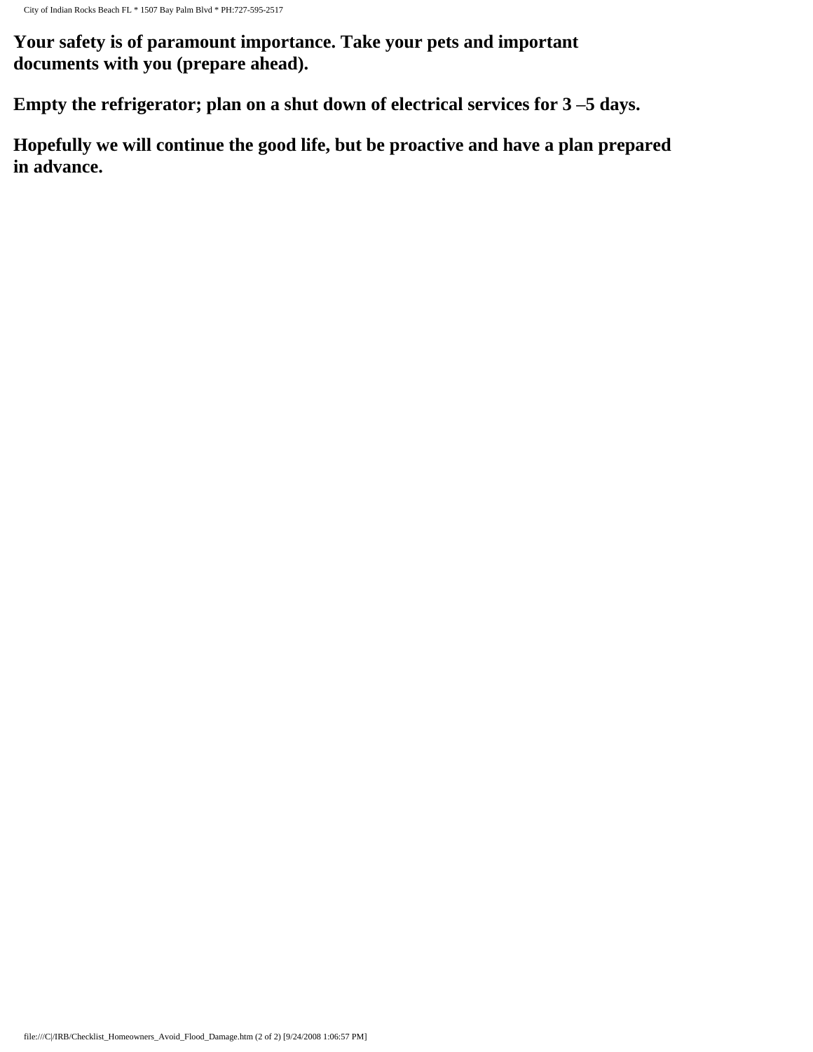**Your safety is of paramount importance. Take your pets and important documents with you (prepare ahead).**

**Empty the refrigerator; plan on a shut down of electrical services for 3 –5 days.**

**Hopefully we will continue the good life, but be proactive and have a plan prepared in advance.**